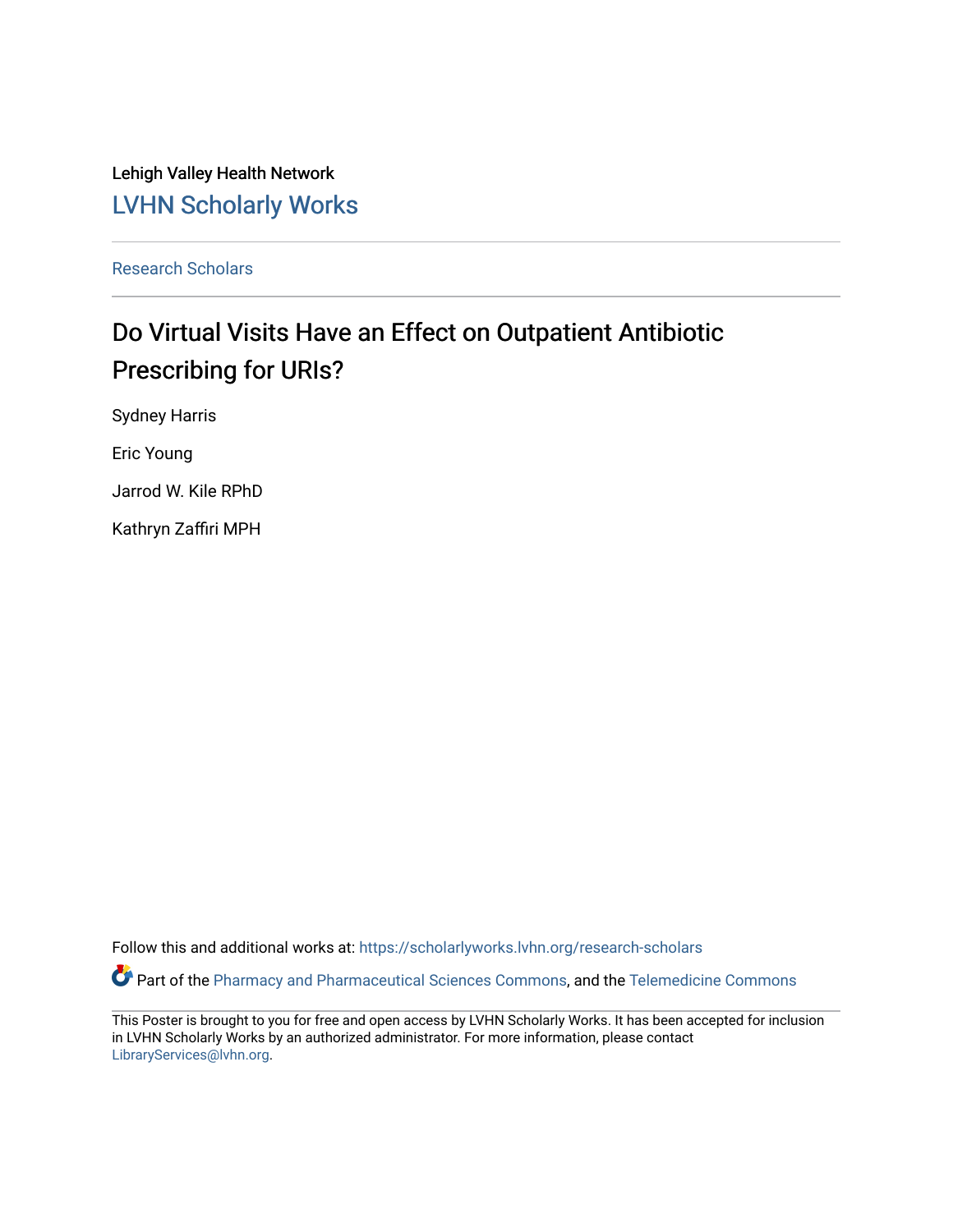Lehigh Valley Health Network

LVHN Scholarly Works

Research Scholars

# Do Virtual Visits Have an Effect on Outpatient Antibiotic Prescribing for URIs?

Sydney Harris

Eric Young

Jarrod W. Kile RPhD

Kathryn Zaffiri MPH

Follow this and additional works at: https://scholarlyworks.lvhn.org/research-scholars

Part of the Pharmacy and Pharmaceutical Sciences Commons, and the Telemedicine Commons

This Poster is brought to you for free and open access by LVHN Scholarly Works. It has been accepted for inclusion in LVHN Scholarly Works by an authorized administrator. For more information, please contact LibraryServices@lvhn.org.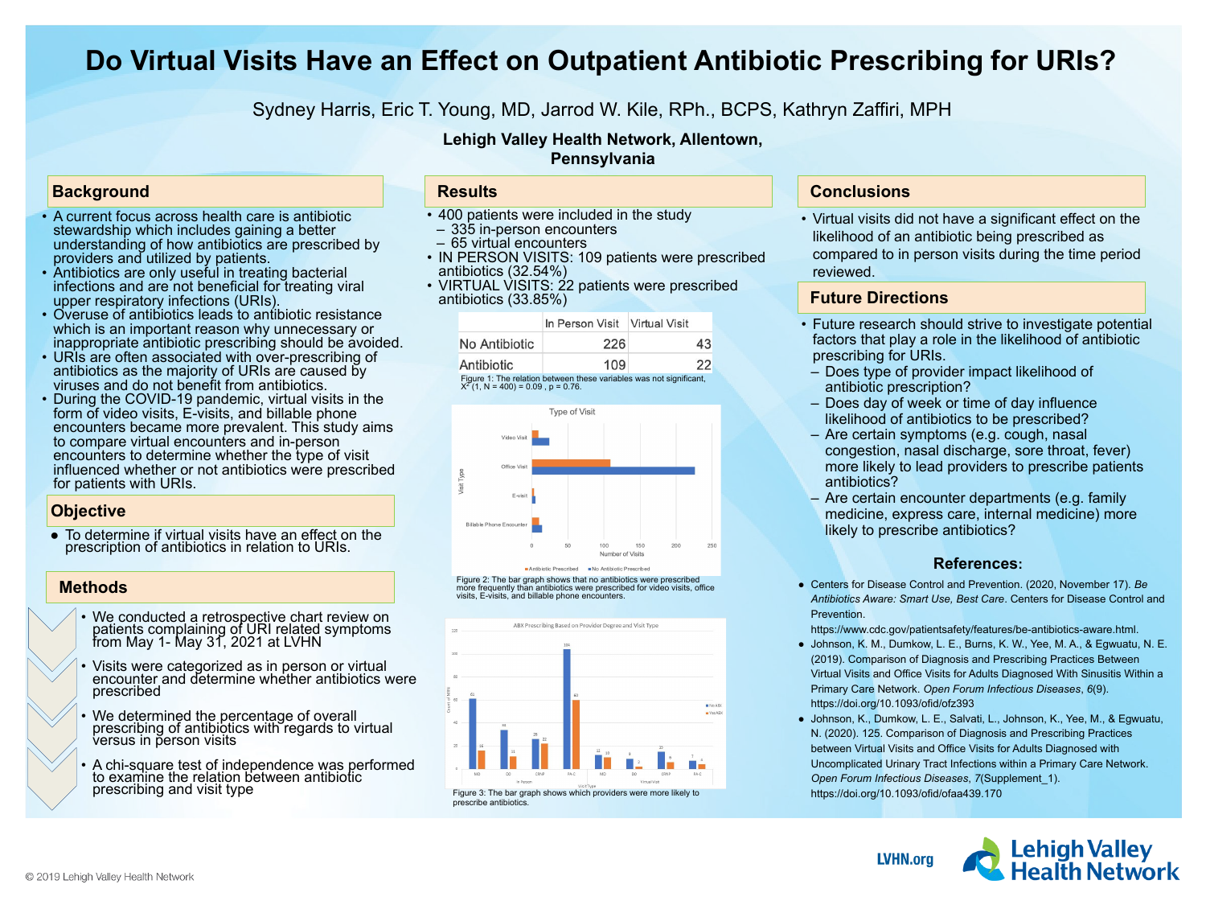# Do Virtual Visits Have an Effect on Outpatient Antibiotic Prescribing for URIs?

Sydney Harris, Eric T. Young, MD, Jarrod W. Kile, RPh., BCPS, Kathryn Zaffiri, MPH

**Lehigh Valley Health Network, Allentown, Pennsylvania**

## Background

- A current focus across health care is antibiotic stewardship which includes gaining a better understanding of how antibiotics are prescribed by providers and utilized by patients.
- Antibiotics are only useful in treating bacterial infections and are not beneficial for treating viral upper respiratory infections (URIs).
- Overuse of antibiotics leads to antibiotic resistance which is an important reason why unnecessary or inappropriate antibiotic prescribing should be avoided.
- URIs are often associated with over-prescribing of antibiotics as the majority of URIs are caused by viruses and do not benefit from antibiotics.
- During the COVID-19 pandemic, virtual visits in the form of video visits, E-visits, and billable phone encounters became more prevalent. This study aims to compare virtual encounters and in-person encounters to determine whether the type of visit influenced whether or not antibiotics were prescribed for patients with URIs.

## Objective

- To determine if virtual visits have an effect on the prescription of antibiotics in relation to URIs.

## Methods

- We conducted a retrospective chart review on patients complaining of URI related symptoms from May 1- May 31, 2021 at LVHN
- Visits were categorized as in person or virtual encounter and determine whether antibiotics were prescribed
- We determined the percentage of overall prescribing of antibiotics with regards to virtual versus in person visits
- A chi-square test of independence was performed to examine the relation between antibiotic prescribing and visit type

## Results

- 400 patients were included in the study
  - 335 in-person encounters
  - 65 virtual encounters
- IN PERSON VISITS: 109 patients were prescribed antibiotics (32.54%)
- VIRTUAL VISITS: 22 patients were prescribed antibiotics (33.85%)

| | In Person Visit | Virtual Visit |
|---|---|---|
| No Antibiotic | 226 | 43 |
| Antibiotic | 109 | 22 |

Figure 1: The relation between these variables was not significant, $X^2$ (1, N = 400) = 0.09 , p = 0.76.

Type of Visit

Video Visit
Office Visit
E-visit
Billable Phone Encounter

Visit Type

0 50 100 150 200 250

Number of Visits

Antibiotic Prescribed ■ No Antibiotic Prescribed

Figure 2: The bar graph shows that no antibiotics were prescribed more frequently than antibiotics were prescribed for video visits, office visits, E-visits, and billable phone encounters.

ABX Prescribing Based on Provider Degree and Visit Type

120 100 80 60 40 20 0

Count of MRN

61 16 33 11 25 22 106 60 11 10 8 2 15 6 7 4

MD DO CRNP PA-C MD DO CRNP PA-C

In Person Virtual Visit

Visit Type

No ABX
Yes ABX

Figure 3: The bar graph shows which providers were more likely to prescribe antibiotics.

## Conclusions

- Virtual visits did not have a significant effect on the likelihood of an antibiotic being prescribed as compared to in person visits during the time period reviewed.

## Future Directions

- Future research should strive to investigate potential factors that play a role in the likelihood of antibiotic prescribing for URIs.
  - Does type of provider impact likelihood of antibiotic prescription?
  - Does day of week or time of day influence likelihood of antibiotics to be prescribed?
  - Are certain symptoms (e.g. cough, nasal congestion, nasal discharge, sore throat, fever) more likely to lead providers to prescribe patients antibiotics?
  - Are certain encounter departments (e.g. family medicine, express care, internal medicine) more likely to prescribe antibiotics?

## References:

- Centers for Disease Control and Prevention. (2020, November 17). *Be Antibiotics Aware: Smart Use, Best Care*. Centers for Disease Control and Prevention. https://www.cdc.gov/patientsafety/features/be-antibiotics-aware.html.
- Johnson, K. M., Dumkow, L. E., Burns, K. W., Yee, M. A., & Egwuatu, N. E. (2019). Comparison of Diagnosis and Prescribing Practices Between Virtual Visits and Office Visits for Adults Diagnosed With Sinusitis Within a Primary Care Network. *Open Forum Infectious Diseases*, *6*(9). https://doi.org/10.1093/ofid/ofz393
- Johnson, K., Dumkow, L. E., Salvati, L., Johnson, K., Yee, M., & Egwuatu, N. (2020). 125. Comparison of Diagnosis and Prescribing Practices between Virtual Visits and Office Visits for Adults Diagnosed with Uncomplicated Urinary Tract Infections within a Primary Care Network. *Open Forum Infectious Diseases*, *7*(Supplement_1). https://doi.org/10.1093/ofid/ofaa439.170

© 2019 Lehigh Valley Health Network

LVHN.org

Lehigh Valley Health Network